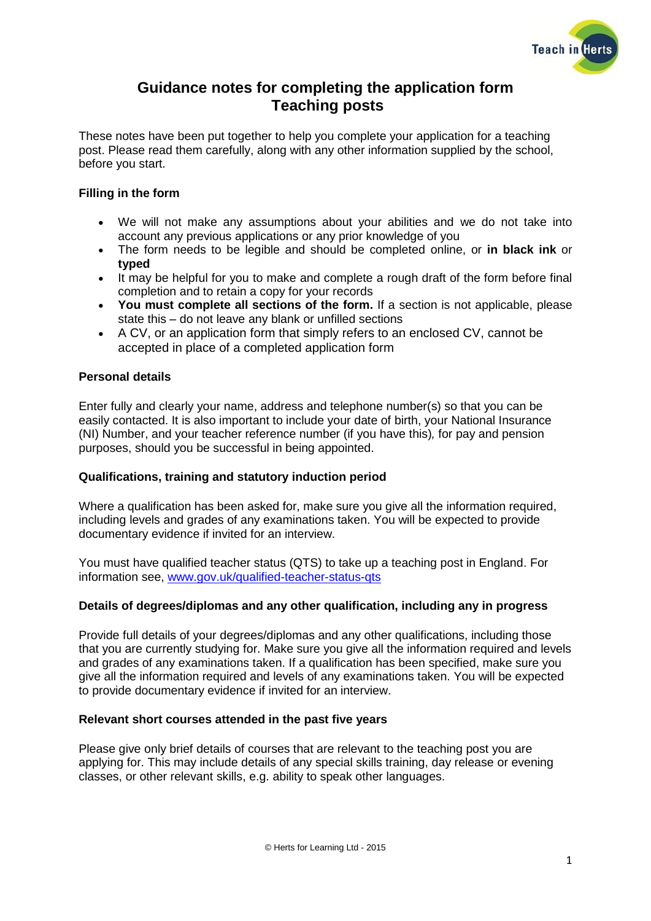# Guidance notes for completing the application form
# Teaching posts

These notes have been put together to help you complete your application for a teaching post. Please read them carefully, along with any other information supplied by the school, before you start.

**Filling in the form**

- We will not make any assumptions about your abilities and we do not take into account any previous applications or any prior knowledge of you
- The form needs to be legible and should be completed online, or **in black ink** or **typed**
- It may be helpful for you to make and complete a rough draft of the form before final completion and to retain a copy for your records
- **You must complete all sections of the form.** If a section is not applicable, please state this – do not leave any blank or unfilled sections
- A CV, or an application form that simply refers to an enclosed CV, cannot be accepted in place of a completed application form

**Personal details**

Enter fully and clearly your name, address and telephone number(s) so that you can be easily contacted. It is also important to include your date of birth, your National Insurance (NI) Number, and your teacher reference number (if you have this), for pay and pension purposes, should you be successful in being appointed.

**Qualifications, training and statutory induction period**

Where a qualification has been asked for, make sure you give all the information required, including levels and grades of any examinations taken. You will be expected to provide documentary evidence if invited for an interview.

You must have qualified teacher status (QTS) to take up a teaching post in England. For information see, [www.gov.uk/qualified-teacher-status-qts](www.gov.uk/qualified-teacher-status-qts)

**Details of degrees/diplomas and any other qualification, including any in progress**

Provide full details of your degrees/diplomas and any other qualifications, including those that you are currently studying for. Make sure you give all the information required and levels and grades of any examinations taken. If a qualification has been specified, make sure you give all the information required and levels of any examinations taken. You will be expected to provide documentary evidence if invited for an interview.

**Relevant short courses attended in the past five years**

Please give only brief details of courses that are relevant to the teaching post you are applying for. This may include details of any special skills training, day release or evening classes, or other relevant skills, e.g. ability to speak other languages.

© Herts for Learning Ltd - 2015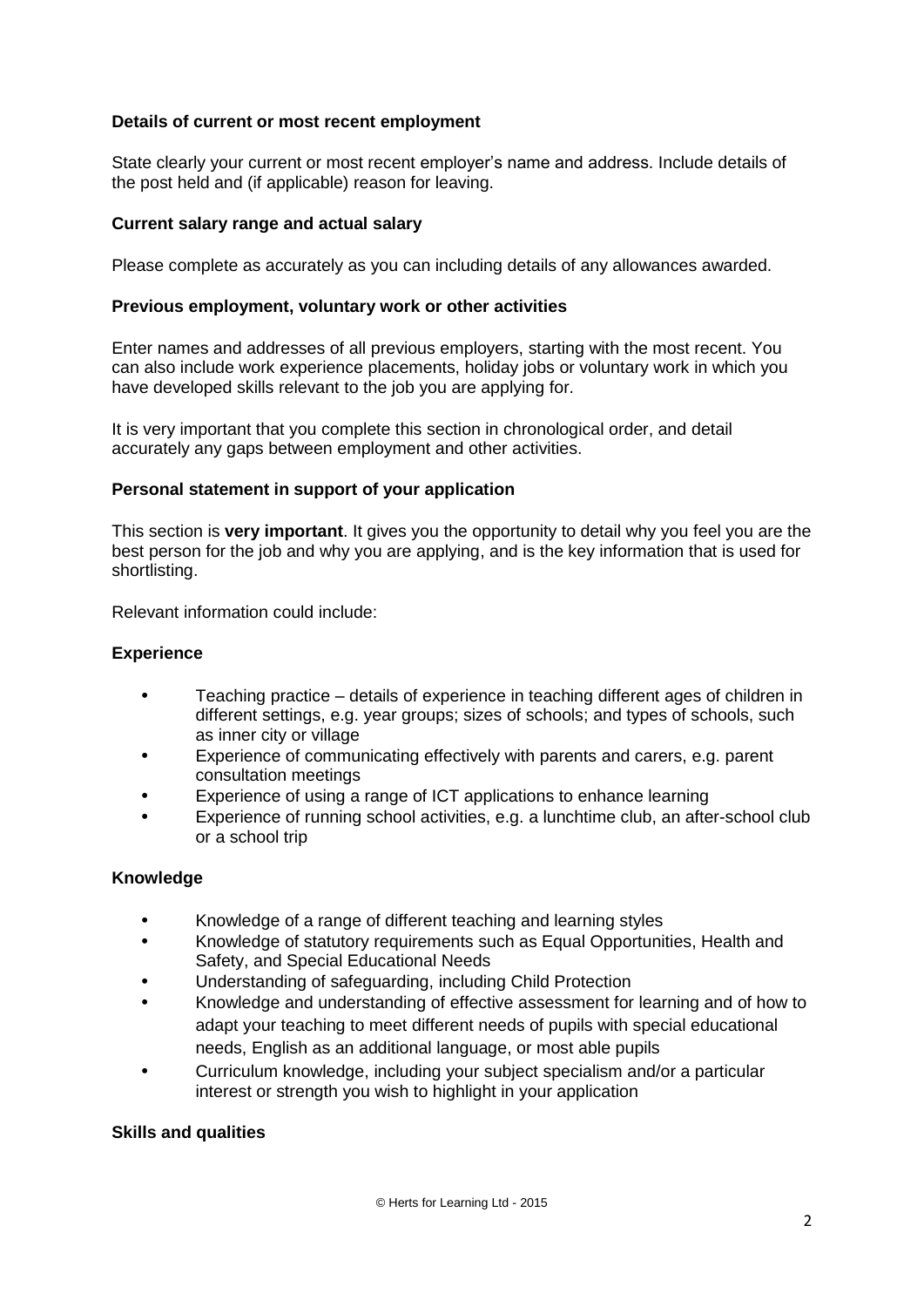**Details of current or most recent employment**

State clearly your current or most recent employer's name and address. Include details of the post held and (if applicable) reason for leaving.

**Current salary range and actual salary**

Please complete as accurately as you can including details of any allowances awarded.

**Previous employment, voluntary work or other activities**

Enter names and addresses of all previous employers, starting with the most recent. You can also include work experience placements, holiday jobs or voluntary work in which you have developed skills relevant to the job you are applying for.

It is very important that you complete this section in chronological order, and detail accurately any gaps between employment and other activities.

**Personal statement in support of your application**

This section is **very important**. It gives you the opportunity to detail why you feel you are the best person for the job and why you are applying, and is the key information that is used for shortlisting.

Relevant information could include:

**Experience**

- Teaching practice – details of experience in teaching different ages of children in different settings, e.g. year groups; sizes of schools; and types of schools, such as inner city or village
- Experience of communicating effectively with parents and carers, e.g. parent consultation meetings
- Experience of using a range of ICT applications to enhance learning
- Experience of running school activities, e.g. a lunchtime club, an after-school club or a school trip

**Knowledge**

- Knowledge of a range of different teaching and learning styles
- Knowledge of statutory requirements such as Equal Opportunities, Health and Safety, and Special Educational Needs
- Understanding of safeguarding, including Child Protection
- Knowledge and understanding of effective assessment for learning and of how to adapt your teaching to meet different needs of pupils with special educational needs, English as an additional language, or most able pupils
- Curriculum knowledge, including your subject specialism and/or a particular interest or strength you wish to highlight in your application

**Skills and qualities**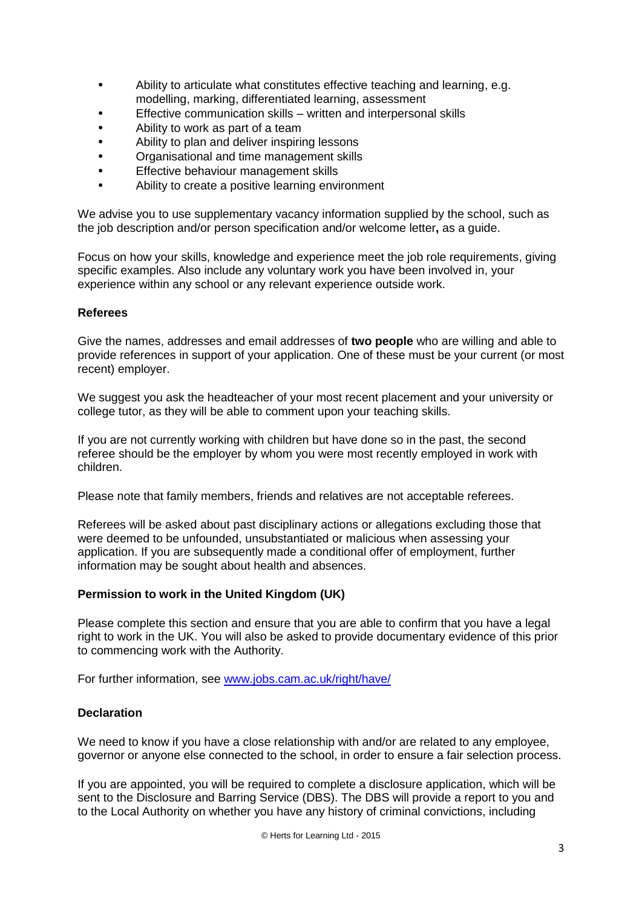- Ability to articulate what constitutes effective teaching and learning, e.g. modelling, marking, differentiated learning, assessment
- Effective communication skills – written and interpersonal skills
- Ability to work as part of a team
- Ability to plan and deliver inspiring lessons
- Organisational and time management skills
- Effective behaviour management skills
- Ability to create a positive learning environment

We advise you to use supplementary vacancy information supplied by the school, such as the job description and/or person specification and/or welcome letter**,** as a guide.

Focus on how your skills, knowledge and experience meet the job role requirements, giving specific examples. Also include any voluntary work you have been involved in, your experience within any school or any relevant experience outside work.

**Referees**

Give the names, addresses and email addresses of **two people** who are willing and able to provide references in support of your application. One of these must be your current (or most recent) employer.

We suggest you ask the headteacher of your most recent placement and your university or college tutor, as they will be able to comment upon your teaching skills.

If you are not currently working with children but have done so in the past, the second referee should be the employer by whom you were most recently employed in work with children.

Please note that family members, friends and relatives are not acceptable referees.

Referees will be asked about past disciplinary actions or allegations excluding those that were deemed to be unfounded, unsubstantiated or malicious when assessing your application. If you are subsequently made a conditional offer of employment, further information may be sought about health and absences.

**Permission to work in the United Kingdom (UK)**

Please complete this section and ensure that you are able to confirm that you have a legal right to work in the UK. You will also be asked to provide documentary evidence of this prior to commencing work with the Authority.

For further information, see [www.jobs.cam.ac.uk/right/have/](www.jobs.cam.ac.uk/right/have/)

**Declaration**

We need to know if you have a close relationship with and/or are related to any employee, governor or anyone else connected to the school, in order to ensure a fair selection process.

If you are appointed, you will be required to complete a disclosure application, which will be sent to the Disclosure and Barring Service (DBS). The DBS will provide a report to you and to the Local Authority on whether you have any history of criminal convictions, including

© Herts for Learning Ltd - 2015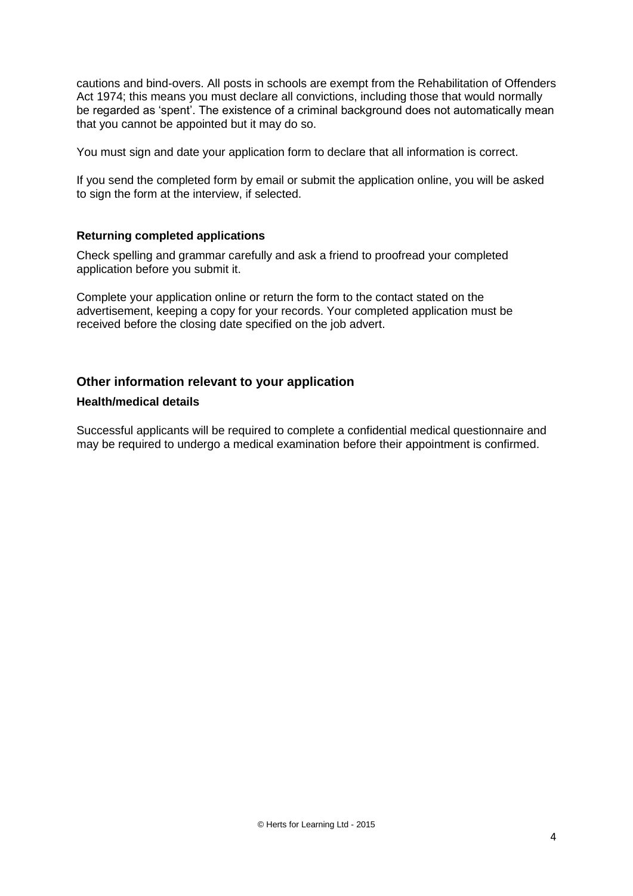cautions and bind-overs. All posts in schools are exempt from the Rehabilitation of Offenders Act 1974; this means you must declare all convictions, including those that would normally be regarded as 'spent'. The existence of a criminal background does not automatically mean that you cannot be appointed but it may do so.

You must sign and date your application form to declare that all information is correct.

If you send the completed form by email or submit the application online, you will be asked to sign the form at the interview, if selected.

### Returning completed applications

Check spelling and grammar carefully and ask a friend to proofread your completed application before you submit it.

Complete your application online or return the form to the contact stated on the advertisement, keeping a copy for your records. Your completed application must be received before the closing date specified on the job advert.

## Other information relevant to your application

### Health/medical details

Successful applicants will be required to complete a confidential medical questionnaire and may be required to undergo a medical examination before their appointment is confirmed.

© Herts for Learning Ltd - 2015